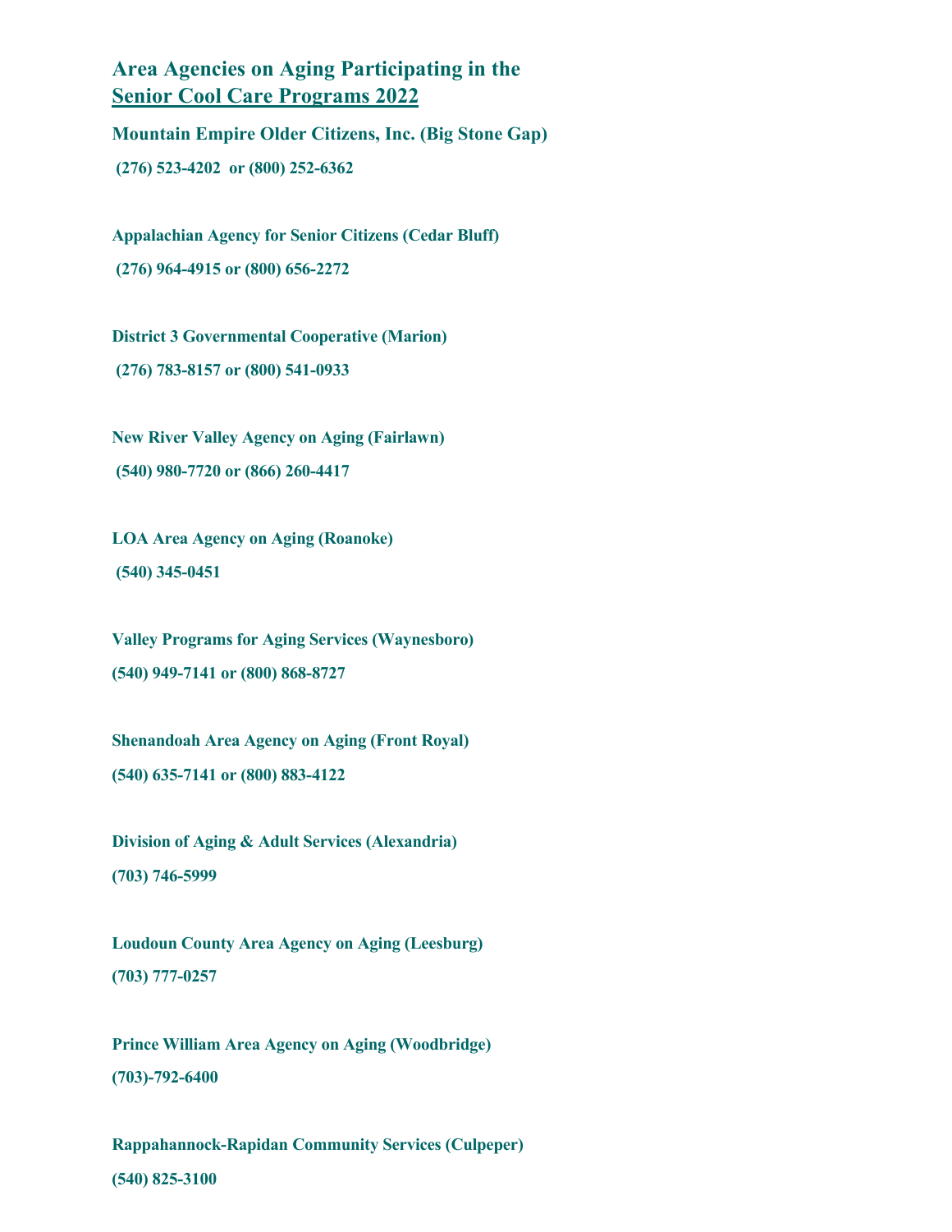# Area Agencies on Aging Participating in the Senior Cool Care Programs 2022

**Mountain Empire Older Citizens, Inc. (Big Stone Gap)**

**(276) 523-4202 or (800) 252-6362**

**Appalachian Agency for Senior Citizens (Cedar Bluff)**

**(276) 964-4915 or (800) 656-2272**

**District 3 Governmental Cooperative (Marion)**

**(276) 783-8157 or (800) 541-0933**

**New River Valley Agency on Aging (Fairlawn)**

**(540) 980-7720 or (866) 260-4417**

**LOA Area Agency on Aging (Roanoke)**

**(540) 345-0451**

**Valley Programs for Aging Services (Waynesboro)**

**(540) 949-7141 or (800) 868-8727**

**Shenandoah Area Agency on Aging (Front Royal)**

**(540) 635-7141 or (800) 883-4122**

**Division of Aging & Adult Services (Alexandria)**

**(703) 746-5999**

**Loudoun County Area Agency on Aging (Leesburg)**

**(703) 777-0257**

**Prince William Area Agency on Aging (Woodbridge)**

**(703)-792-6400**

**Rappahannock-Rapidan Community Services (Culpeper)**

**(540) 825-3100**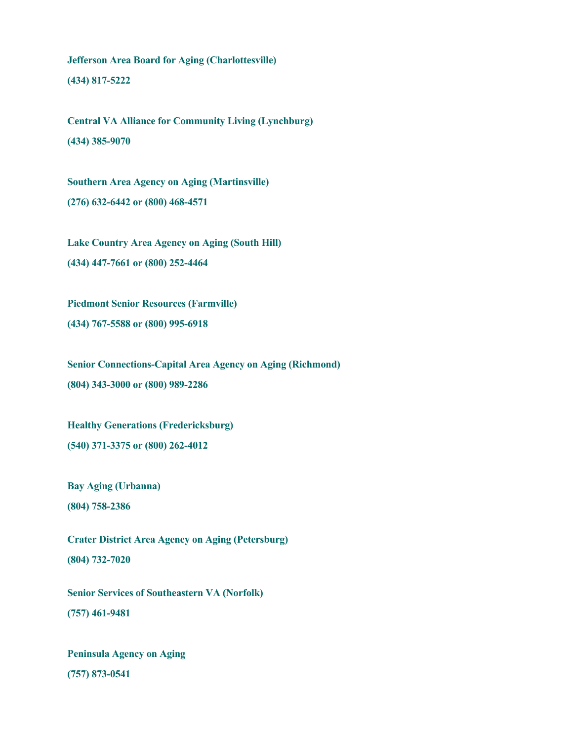**Jefferson Area Board for Aging (Charlottesville)**

**(434) 817-5222**

**Central VA Alliance for Community Living (Lynchburg)**

**(434) 385-9070**

**Southern Area Agency on Aging (Martinsville)**

**(276) 632-6442 or (800) 468-4571**

**Lake Country Area Agency on Aging (South Hill)**

**(434) 447-7661 or (800) 252-4464**

**Piedmont Senior Resources (Farmville)**

**(434) 767-5588 or (800) 995-6918**

**Senior Connections-Capital Area Agency on Aging (Richmond)**

**(804) 343-3000 or (800) 989-2286**

**Healthy Generations (Fredericksburg)**

**(540) 371-3375 or (800) 262-4012**

**Bay Aging (Urbanna)**

**(804) 758-2386**

**Crater District Area Agency on Aging (Petersburg)**

**(804) 732-7020**

**Senior Services of Southeastern VA (Norfolk)**

**(757) 461-9481**

**Peninsula Agency on Aging**

**(757) 873-0541**